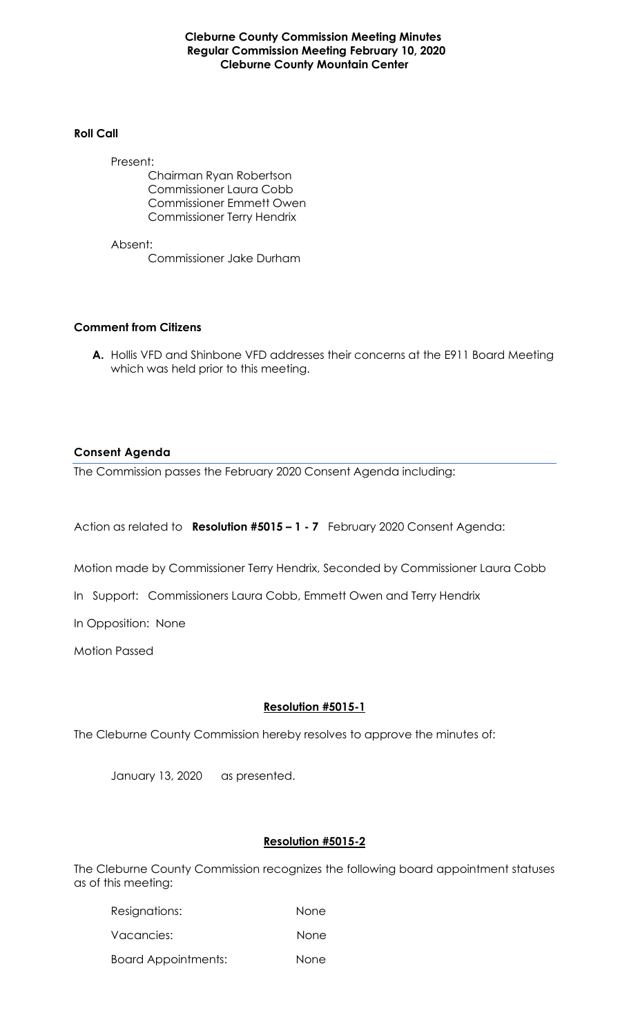**Cleburne County Commission Meeting Minutes**
**Regular Commission Meeting February 10, 2020**
**Cleburne County Mountain Center**

**Roll Call**

Present:
Chairman Ryan Robertson
Commissioner Laura Cobb
Commissioner Emmett Owen
Commissioner Terry Hendrix

Absent:
Commissioner Jake Durham

**Comment from Citizens**

**A.** Hollis VFD and Shinbone VFD addresses their concerns at the E911 Board Meeting which was held prior to this meeting.

**Consent Agenda**

The Commission passes the February 2020 Consent Agenda including:

Action as related to **Resolution #5015 – 1 - 7** February 2020 Consent Agenda:

Motion made by Commissioner Terry Hendrix, Seconded by Commissioner Laura Cobb

In Support: Commissioners Laura Cobb, Emmett Owen and Terry Hendrix

In Opposition: None

Motion Passed

**Resolution #5015-1**

The Cleburne County Commission hereby resolves to approve the minutes of:

January 13, 2020 as presented.

**Resolution #5015-2**

The Cleburne County Commission recognizes the following board appointment statuses as of this meeting:

Resignations: None

Vacancies: None

Board Appointments: None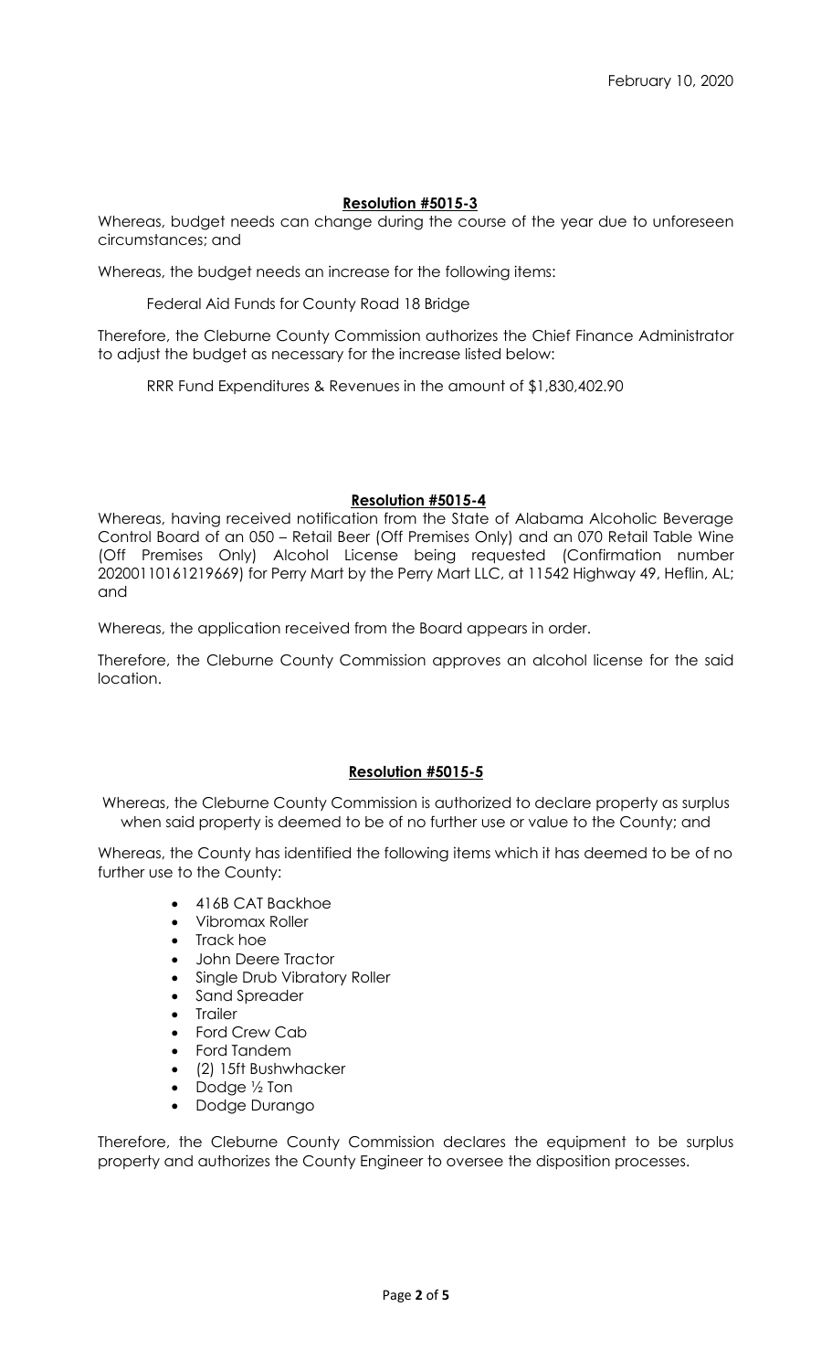February 10, 2020

**Resolution #5015-3**

Whereas, budget needs can change during the course of the year due to unforeseen circumstances; and

Whereas, the budget needs an increase for the following items:

Federal Aid Funds for County Road 18 Bridge

Therefore, the Cleburne County Commission authorizes the Chief Finance Administrator to adjust the budget as necessary for the increase listed below:

RRR Fund Expenditures & Revenues in the amount of $1,830,402.90

**Resolution #5015-4**

Whereas, having received notification from the State of Alabama Alcoholic Beverage Control Board of an 050 – Retail Beer (Off Premises Only) and an 070 Retail Table Wine (Off Premises Only) Alcohol License being requested (Confirmation number 20200110161219669) for Perry Mart by the Perry Mart LLC, at 11542 Highway 49, Heflin, AL; and

Whereas, the application received from the Board appears in order.

Therefore, the Cleburne County Commission approves an alcohol license for the said location.

**Resolution #5015-5**

Whereas, the Cleburne County Commission is authorized to declare property as surplus when said property is deemed to be of no further use or value to the County; and

Whereas, the County has identified the following items which it has deemed to be of no further use to the County:

- 416B CAT Backhoe
- Vibromax Roller
- Track hoe
- John Deere Tractor
- Single Drub Vibratory Roller
- Sand Spreader
- Trailer
- Ford Crew Cab
- Ford Tandem
- (2) 15ft Bushwhacker
- Dodge ½ Ton
- Dodge Durango

Therefore, the Cleburne County Commission declares the equipment to be surplus property and authorizes the County Engineer to oversee the disposition processes.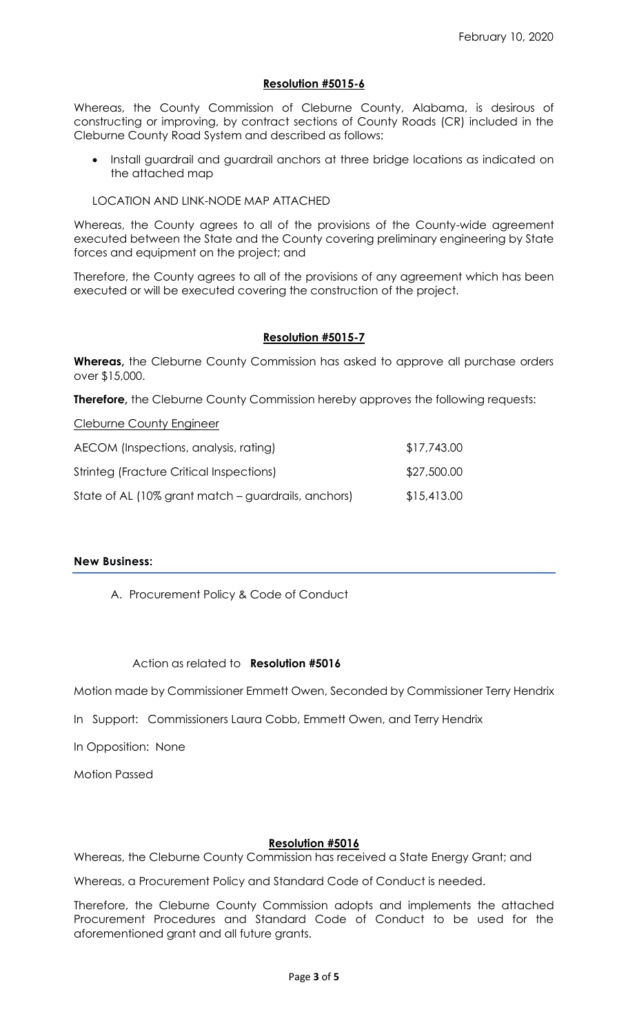February 10, 2020

**Resolution #5015-6**

Whereas, the County Commission of Cleburne County, Alabama, is desirous of constructing or improving, by contract sections of County Roads (CR) included in the Cleburne County Road System and described as follows:

- Install guardrail and guardrail anchors at three bridge locations as indicated on the attached map

LOCATION AND LINK-NODE MAP ATTACHED

Whereas, the County agrees to all of the provisions of the County-wide agreement executed between the State and the County covering preliminary engineering by State forces and equipment on the project; and

Therefore, the County agrees to all of the provisions of any agreement which has been executed or will be executed covering the construction of the project.

**Resolution #5015-7**

**Whereas,** the Cleburne County Commission has asked to approve all purchase orders over $15,000.

**Therefore,** the Cleburne County Commission hereby approves the following requests:

Cleburne County Engineer

| | |
|---|---|
| AECOM (Inspections, analysis, rating) | $17,743.00 |
| Strinteg (Fracture Critical Inspections) | $27,500.00 |
| State of AL (10% grant match – guardrails, anchors) | $15,413.00 |

**New Business:**

A. Procurement Policy & Code of Conduct

Action as related to **Resolution #5016**

Motion made by Commissioner Emmett Owen, Seconded by Commissioner Terry Hendrix

In Support: Commissioners Laura Cobb, Emmett Owen, and Terry Hendrix

In Opposition: None

Motion Passed

**Resolution #5016**

Whereas, the Cleburne County Commission has received a State Energy Grant; and

Whereas, a Procurement Policy and Standard Code of Conduct is needed.

Therefore, the Cleburne County Commission adopts and implements the attached Procurement Procedures and Standard Code of Conduct to be used for the aforementioned grant and all future grants.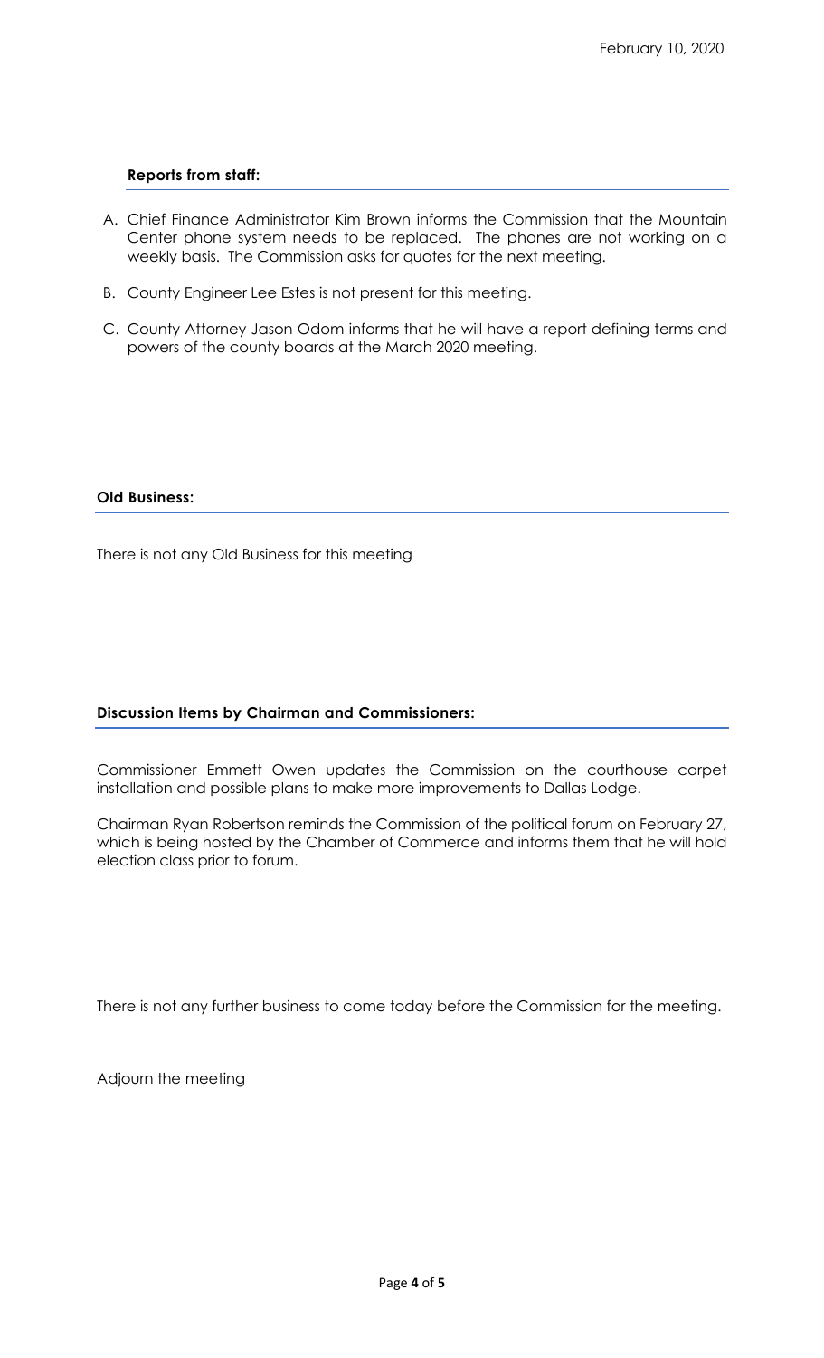February 10, 2020

### Reports from staff:

A. Chief Finance Administrator Kim Brown informs the Commission that the Mountain Center phone system needs to be replaced. The phones are not working on a weekly basis. The Commission asks for quotes for the next meeting.

B. County Engineer Lee Estes is not present for this meeting.

C. County Attorney Jason Odom informs that he will have a report defining terms and powers of the county boards at the March 2020 meeting.

### Old Business:

There is not any Old Business for this meeting

### Discussion Items by Chairman and Commissioners:

Commissioner Emmett Owen updates the Commission on the courthouse carpet installation and possible plans to make more improvements to Dallas Lodge.

Chairman Ryan Robertson reminds the Commission of the political forum on February 27, which is being hosted by the Chamber of Commerce and informs them that he will hold election class prior to forum.

There is not any further business to come today before the Commission for the meeting.

Adjourn the meeting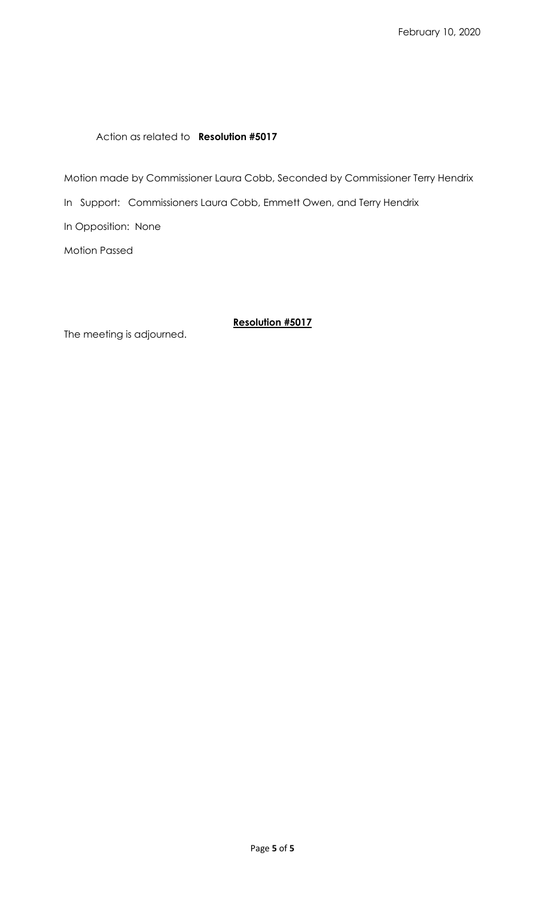Action as related to **Resolution #5017**

Motion made by Commissioner Laura Cobb, Seconded by Commissioner Terry Hendrix

In Support: Commissioners Laura Cobb, Emmett Owen, and Terry Hendrix

In Opposition: None

Motion Passed

**Resolution #5017**

The meeting is adjourned.